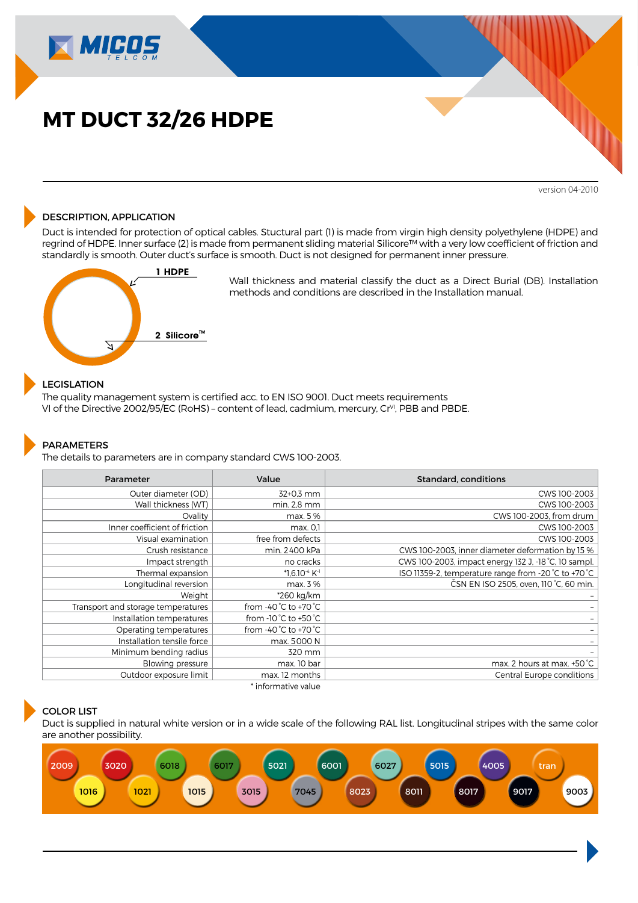# MT DUCT 32/26 HDPE

version 04-2010

## DESCRIPTION, APPLICATION

Duct is intended for protection of optical cables. Stuctural part (1) is made from virgin high density polyethylene (HDPE) and regrind of HDPE. Inner surface (2) is made from permanent sliding material Silicore™ with a very low coefficient of friction and standardly is smooth. Outer duct's surface is smooth. Duct is not designed for permanent inner pressure.

1 HDPE

2 Silicore™

Wall thickness and material classify the duct as a Direct Burial (DB). Installation methods and conditions are described in the Installation manual.

## LEGISLATION

The quality management system is certified acc. to EN ISO 9001. Duct meets requirements VI of the Directive 2002/95/EC (RoHS) – content of lead, cadmium, mercury, $Cr^{VI}$, PBB and PBDE.

## PARAMETERS

The details to parameters are in company standard CWS 100-2003.

| Parameter | Value | Standard, conditions |
|---|---|---|
| Outer diameter (OD) | 32+0,3 mm | CWS 100-2003 |
| Wall thickness (WT) | min. 2,8 mm | CWS 100-2003 |
| Ovality | max. 5 % | CWS 100-2003, from drum |
| Inner coefficient of friction | max. 0,1 | CWS 100-2003 |
| Visual examination | free from defects | CWS 100-2003 |
| Crush resistance | min. 2400 kPa | CWS 100-2003, inner diameter deformation by 15 % |
| Impact strength | no cracks | CWS 100-2003, impact energy 132 J, -18 °C, 10 sampl. |
| Thermal expansion | *$1{,}6.10^{-4}$ $K^{-1}$ | ISO 11359-2, temperature range from -20 °C to +70 °C |
| Longitudinal reversion | max. 3 % | ČSN EN ISO 2505, oven, 110 °C, 60 min. |
| Weight | *260 kg/km | – |
| Transport and storage temperatures | from -40 °C to +70 °C | – |
| Installation temperatures | from -10 °C to +50 °C | – |
| Operating temperatures | from -40 °C to +70 °C | – |
| Installation tensile force | max. 5000 N | – |
| Minimum bending radius | 320 mm | – |
| Blowing pressure | max. 10 bar | max. 2 hours at max. +50 °C |
| Outdoor exposure limit | max. 12 months | Central Europe conditions |

\* informative value

## COLOR LIST

Duct is supplied in natural white version or in a wide scale of the following RAL list. Longitudinal stripes with the same color are another possibility.

2009, 3020, 6018, 6017, 5021, 6001, 6027, 5015, 4005, tran, 1016, 1021, 1015, 3015, 7045, 8023, 8011, 8017, 9017, 9003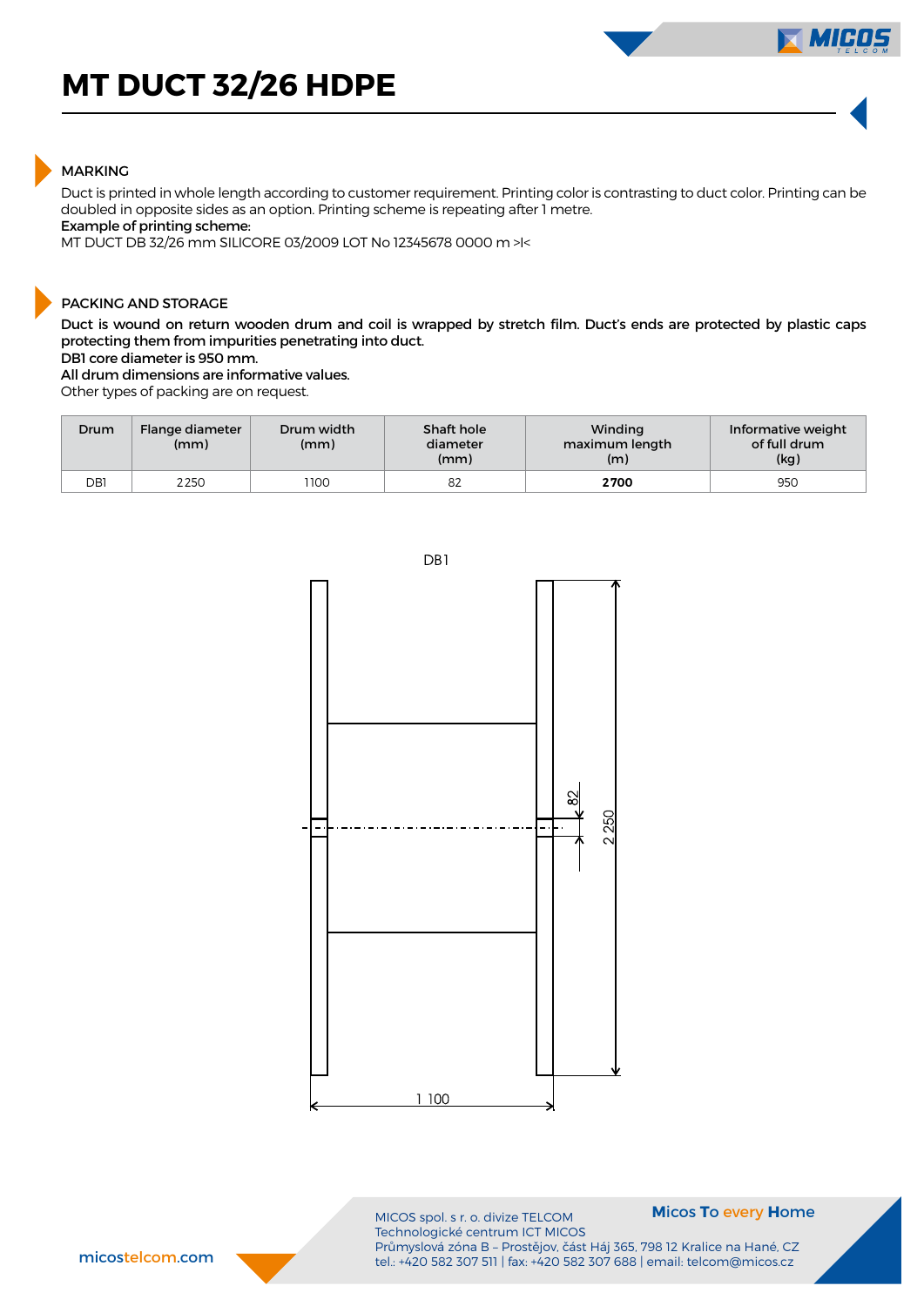# MT DUCT 32/26 HDPE

## MARKING

Duct is printed in whole length according to customer requirement. Printing color is contrasting to duct color. Printing can be doubled in opposite sides as an option. Printing scheme is repeating after 1 metre.

**Example of printing scheme:**

MT DUCT DB 32/26 mm SILICORE 03/2009 LOT No 12345678 0000 m >I<

## PACKING AND STORAGE

**Duct is wound on return wooden drum and coil is wrapped by stretch film. Duct's ends are protected by plastic caps protecting them from impurities penetrating into duct.**

**DB1 core diameter is 950 mm.**

**All drum dimensions are informative values.**

Other types of packing are on request.

| Drum | Flange diameter (mm) | Drum width (mm) | Shaft hole diameter (mm) | Winding maximum length (m) | Informative weight of full drum (kg) |
|---|---|---|---|---|---|
| DB1 | 2250 | 1100 | 82 | **2700** | 950 |

DB1

82

2 250

1 100